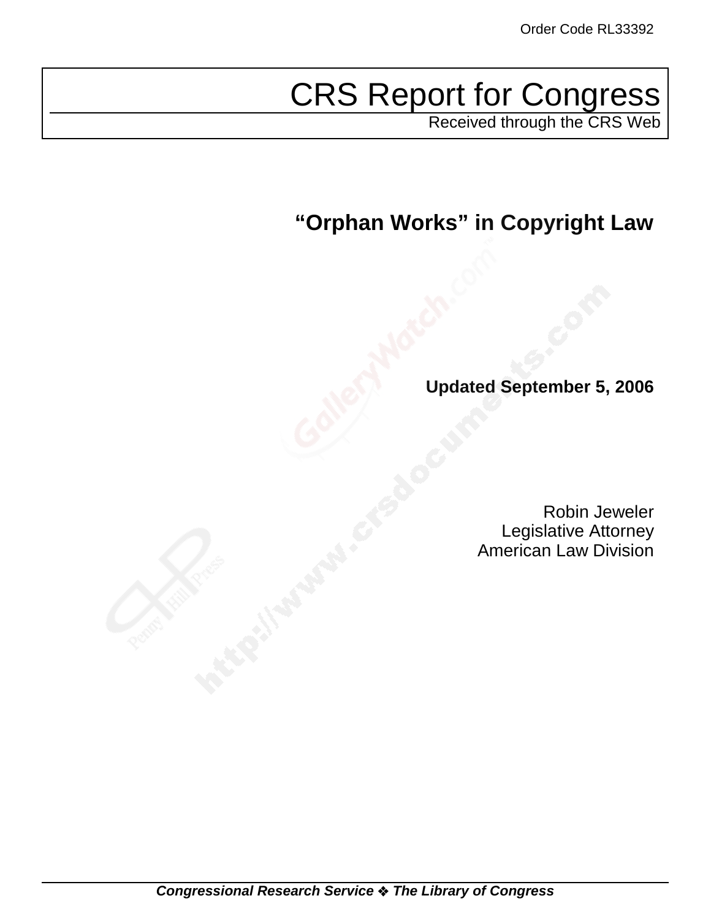Order Code RL33392

# CRS Report for Congress

Received through the CRS Web

## "Orphan Works" in Copyright Law

**Updated September 5, 2006**

Robin Jeweler
Legislative Attorney
American Law Division

***Congressional Research Service ❖ The Library of Congress***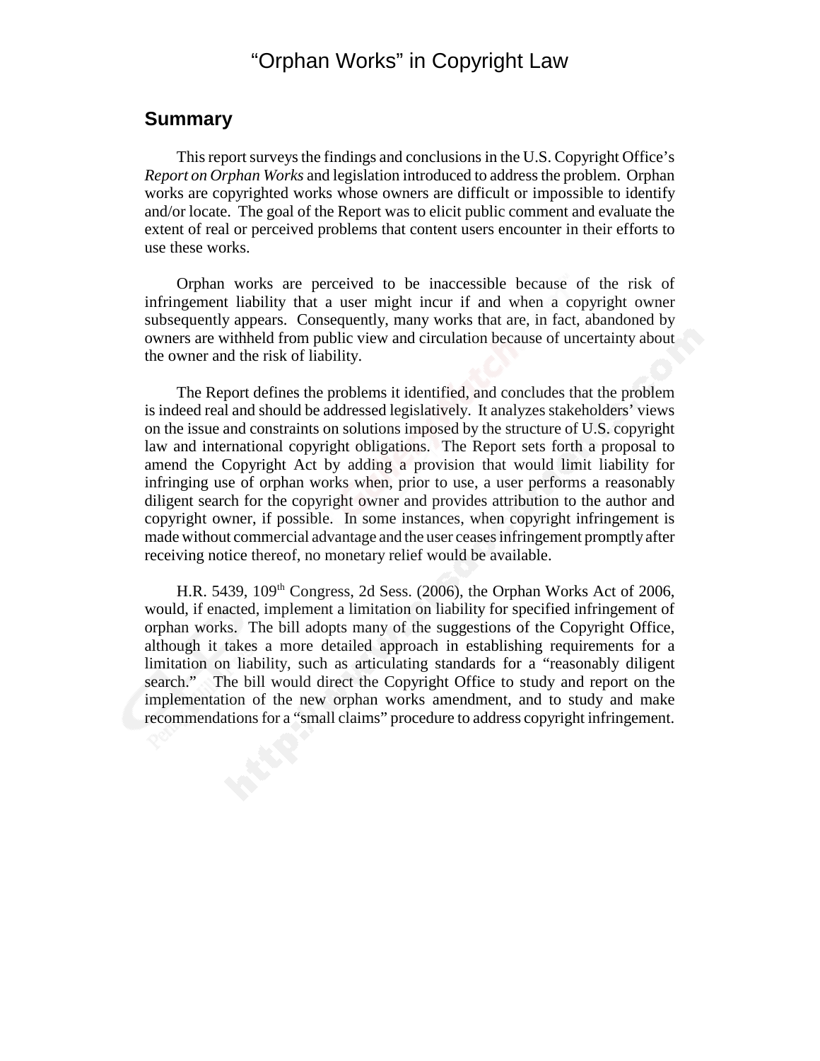# "Orphan Works" in Copyright Law

## Summary

This report surveys the findings and conclusions in the U.S. Copyright Office's *Report on Orphan Works* and legislation introduced to address the problem. Orphan works are copyrighted works whose owners are difficult or impossible to identify and/or locate. The goal of the Report was to elicit public comment and evaluate the extent of real or perceived problems that content users encounter in their efforts to use these works.

Orphan works are perceived to be inaccessible because of the risk of infringement liability that a user might incur if and when a copyright owner subsequently appears. Consequently, many works that are, in fact, abandoned by owners are withheld from public view and circulation because of uncertainty about the owner and the risk of liability.

The Report defines the problems it identified, and concludes that the problem is indeed real and should be addressed legislatively. It analyzes stakeholders' views on the issue and constraints on solutions imposed by the structure of U.S. copyright law and international copyright obligations. The Report sets forth a proposal to amend the Copyright Act by adding a provision that would limit liability for infringing use of orphan works when, prior to use, a user performs a reasonably diligent search for the copyright owner and provides attribution to the author and copyright owner, if possible. In some instances, when copyright infringement is made without commercial advantage and the user ceases infringement promptly after receiving notice thereof, no monetary relief would be available.

H.R. 5439, 109th Congress, 2d Sess. (2006), the Orphan Works Act of 2006, would, if enacted, implement a limitation on liability for specified infringement of orphan works. The bill adopts many of the suggestions of the Copyright Office, although it takes a more detailed approach in establishing requirements for a limitation on liability, such as articulating standards for a "reasonably diligent search." The bill would direct the Copyright Office to study and report on the implementation of the new orphan works amendment, and to study and make recommendations for a "small claims" procedure to address copyright infringement.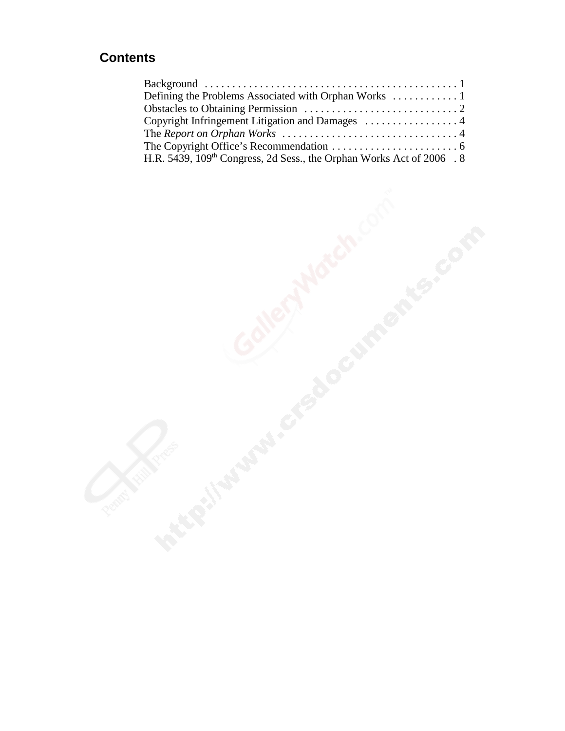## Contents

Background . . . . . . . . . . . . . . . . . . . . . . . . . . . . . . . . . . . . . . . . . . . . . 1
Defining the Problems Associated with Orphan Works . . . . . . . . . . . . 1
Obstacles to Obtaining Permission . . . . . . . . . . . . . . . . . . . . . . . . . . . . 2
Copyright Infringement Litigation and Damages . . . . . . . . . . . . . . . . . 4
The *Report on Orphan Works* . . . . . . . . . . . . . . . . . . . . . . . . . . . . . . . . 4
The Copyright Office's Recommendation . . . . . . . . . . . . . . . . . . . . . . . 6
H.R. 5439, 109th Congress, 2d Sess., the Orphan Works Act of 2006 . 8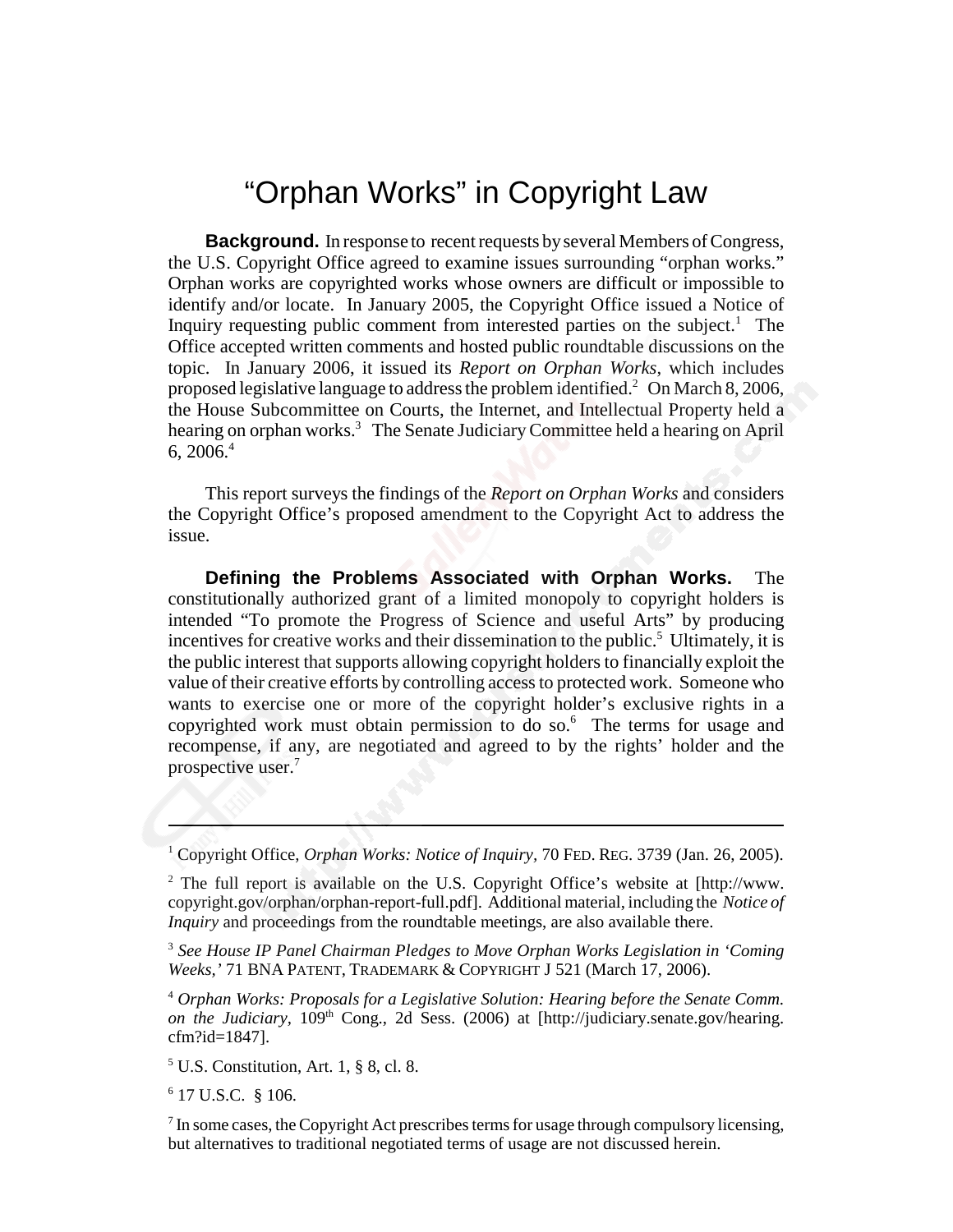# "Orphan Works" in Copyright Law

**Background.** In response to recent requests by several Members of Congress, the U.S. Copyright Office agreed to examine issues surrounding "orphan works." Orphan works are copyrighted works whose owners are difficult or impossible to identify and/or locate. In January 2005, the Copyright Office issued a Notice of Inquiry requesting public comment from interested parties on the subject.[1] The Office accepted written comments and hosted public roundtable discussions on the topic. In January 2006, it issued its *Report on Orphan Works*, which includes proposed legislative language to address the problem identified.[2] On March 8, 2006, the House Subcommittee on Courts, the Internet, and Intellectual Property held a hearing on orphan works.[3] The Senate Judiciary Committee held a hearing on April 6, 2006.[4]

This report surveys the findings of the *Report on Orphan Works* and considers the Copyright Office's proposed amendment to the Copyright Act to address the issue.

**Defining the Problems Associated with Orphan Works.** The constitutionally authorized grant of a limited monopoly to copyright holders is intended "To promote the Progress of Science and useful Arts" by producing incentives for creative works and their dissemination to the public.[5] Ultimately, it is the public interest that supports allowing copyright holders to financially exploit the value of their creative efforts by controlling access to protected work. Someone who wants to exercise one or more of the copyright holder's exclusive rights in a copyrighted work must obtain permission to do so.[6] The terms for usage and recompense, if any, are negotiated and agreed to by the rights' holder and the prospective user.[7]

---

[1] Copyright Office, *Orphan Works: Notice of Inquiry*, 70 FED. REG. 3739 (Jan. 26, 2005).

[2] The full report is available on the U.S. Copyright Office's website at [http://www.copyright.gov/orphan/orphan-report-full.pdf]. Additional material, including the *Notice of Inquiry* and proceedings from the roundtable meetings, are also available there.

[3] *See House IP Panel Chairman Pledges to Move Orphan Works Legislation in 'Coming Weeks,'* 71 BNA PATENT, TRADEMARK & COPYRIGHT J 521 (March 17, 2006).

[4] *Orphan Works: Proposals for a Legislative Solution: Hearing before the Senate Comm. on the Judiciary*, 109th Cong., 2d Sess. (2006) at [http://judiciary.senate.gov/hearing.cfm?id=1847].

[5] U.S. Constitution, Art. 1, § 8, cl. 8.

[6] 17 U.S.C. § 106.

[7] In some cases, the Copyright Act prescribes terms for usage through compulsory licensing, but alternatives to traditional negotiated terms of usage are not discussed herein.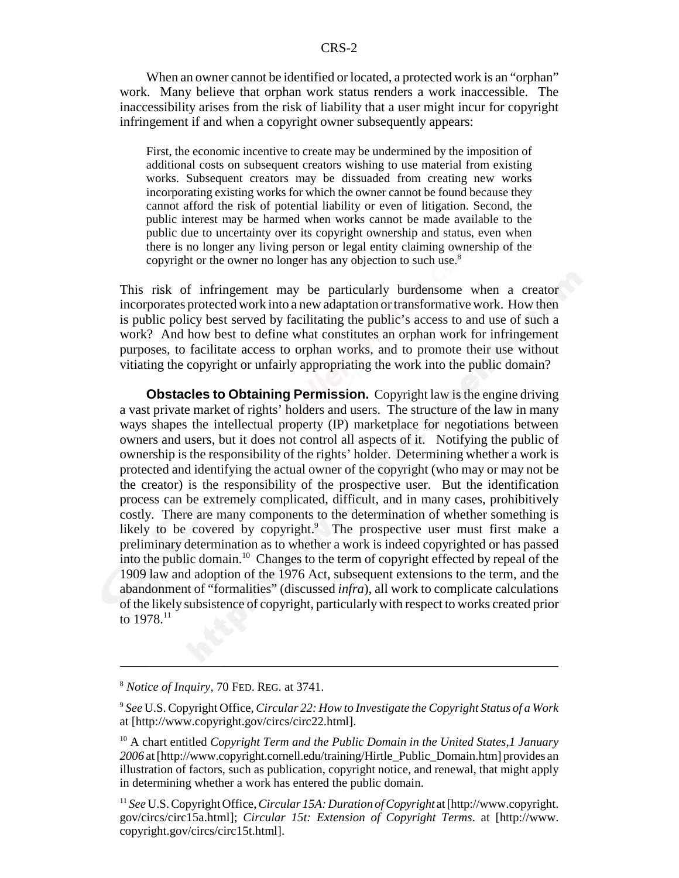When an owner cannot be identified or located, a protected work is an "orphan" work. Many believe that orphan work status renders a work inaccessible. The inaccessibility arises from the risk of liability that a user might incur for copyright infringement if and when a copyright owner subsequently appears:

> First, the economic incentive to create may be undermined by the imposition of additional costs on subsequent creators wishing to use material from existing works. Subsequent creators may be dissuaded from creating new works incorporating existing works for which the owner cannot be found because they cannot afford the risk of potential liability or even of litigation. Second, the public interest may be harmed when works cannot be made available to the public due to uncertainty over its copyright ownership and status, even when there is no longer any living person or legal entity claiming ownership of the copyright or the owner no longer has any objection to such use.[8]

This risk of infringement may be particularly burdensome when a creator incorporates protected work into a new adaptation or transformative work. How then is public policy best served by facilitating the public's access to and use of such a work? And how best to define what constitutes an orphan work for infringement purposes, to facilitate access to orphan works, and to promote their use without vitiating the copyright or unfairly appropriating the work into the public domain?

**Obstacles to Obtaining Permission.** Copyright law is the engine driving a vast private market of rights' holders and users. The structure of the law in many ways shapes the intellectual property (IP) marketplace for negotiations between owners and users, but it does not control all aspects of it. Notifying the public of ownership is the responsibility of the rights' holder. Determining whether a work is protected and identifying the actual owner of the copyright (who may or may not be the creator) is the responsibility of the prospective user. But the identification process can be extremely complicated, difficult, and in many cases, prohibitively costly. There are many components to the determination of whether something is likely to be covered by copyright.[9] The prospective user must first make a preliminary determination as to whether a work is indeed copyrighted or has passed into the public domain.[10] Changes to the term of copyright effected by repeal of the 1909 law and adoption of the 1976 Act, subsequent extensions to the term, and the abandonment of "formalities" (discussed *infra*), all work to complicate calculations of the likely subsistence of copyright, particularly with respect to works created prior to 1978.[11]

---

[8] *Notice of Inquiry*, 70 FED. REG. at 3741.

[9] *See* U.S. Copyright Office, *Circular 22: How to Investigate the Copyright Status of a Work* at [http://www.copyright.gov/circs/circ22.html].

[10] A chart entitled *Copyright Term and the Public Domain in the United States,1 January 2006* at [http://www.copyright.cornell.edu/training/Hirtle_Public_Domain.htm] provides an illustration of factors, such as publication, copyright notice, and renewal, that might apply in determining whether a work has entered the public domain.

[11] *See* U.S. Copyright Office, *Circular 15A: Duration of Copyright* at [http://www.copyright.gov/circs/circ15a.html]; *Circular 15t: Extension of Copyright Terms*. at [http://www.copyright.gov/circs/circ15t.html].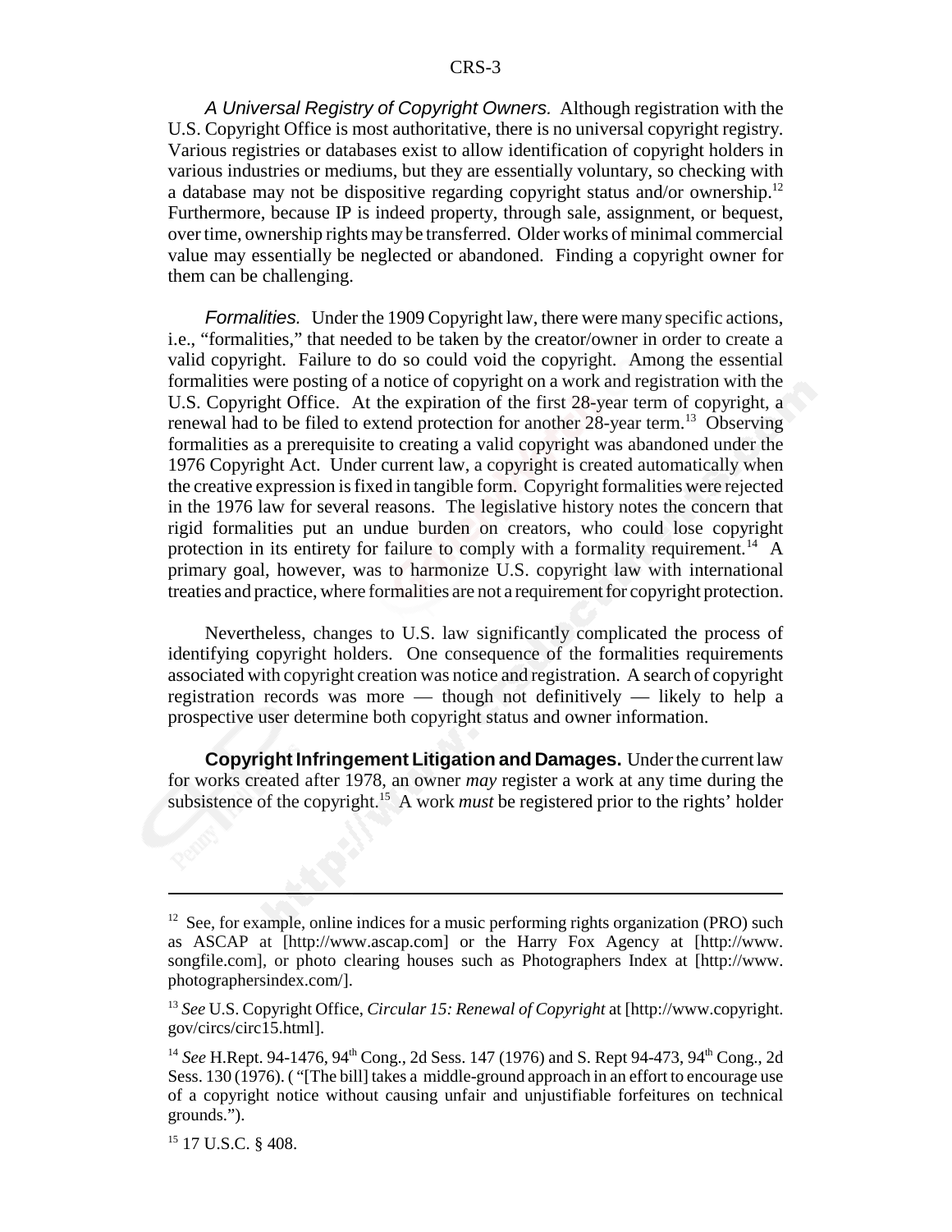*A Universal Registry of Copyright Owners.* Although registration with the U.S. Copyright Office is most authoritative, there is no universal copyright registry. Various registries or databases exist to allow identification of copyright holders in various industries or mediums, but they are essentially voluntary, so checking with a database may not be dispositive regarding copyright status and/or ownership.[12] Furthermore, because IP is indeed property, through sale, assignment, or bequest, over time, ownership rights may be transferred. Older works of minimal commercial value may essentially be neglected or abandoned. Finding a copyright owner for them can be challenging.

*Formalities.* Under the 1909 Copyright law, there were many specific actions, i.e., "formalities," that needed to be taken by the creator/owner in order to create a valid copyright. Failure to do so could void the copyright. Among the essential formalities were posting of a notice of copyright on a work and registration with the U.S. Copyright Office. At the expiration of the first 28-year term of copyright, a renewal had to be filed to extend protection for another 28-year term.[13] Observing formalities as a prerequisite to creating a valid copyright was abandoned under the 1976 Copyright Act. Under current law, a copyright is created automatically when the creative expression is fixed in tangible form. Copyright formalities were rejected in the 1976 law for several reasons. The legislative history notes the concern that rigid formalities put an undue burden on creators, who could lose copyright protection in its entirety for failure to comply with a formality requirement.[14] A primary goal, however, was to harmonize U.S. copyright law with international treaties and practice, where formalities are not a requirement for copyright protection.

Nevertheless, changes to U.S. law significantly complicated the process of identifying copyright holders. One consequence of the formalities requirements associated with copyright creation was notice and registration. A search of copyright registration records was more — though not definitively — likely to help a prospective user determine both copyright status and owner information.

**Copyright Infringement Litigation and Damages.** Under the current law for works created after 1978, an owner *may* register a work at any time during the subsistence of the copyright.[15] A work *must* be registered prior to the rights' holder

---

[12] See, for example, online indices for a music performing rights organization (PRO) such as ASCAP at [http://www.ascap.com] or the Harry Fox Agency at [http://www.songfile.com], or photo clearing houses such as Photographers Index at [http://www.photographersindex.com/].

[13] *See* U.S. Copyright Office, *Circular 15: Renewal of Copyright* at [http://www.copyright.gov/circs/circ15.html].

[14] *See* H.Rept. 94-1476, 94th Cong., 2d Sess. 147 (1976) and S. Rept 94-473, 94th Cong., 2d Sess. 130 (1976). ( "[The bill] takes a middle-ground approach in an effort to encourage use of a copyright notice without causing unfair and unjustifiable forfeitures on technical grounds.").

[15] 17 U.S.C. § 408.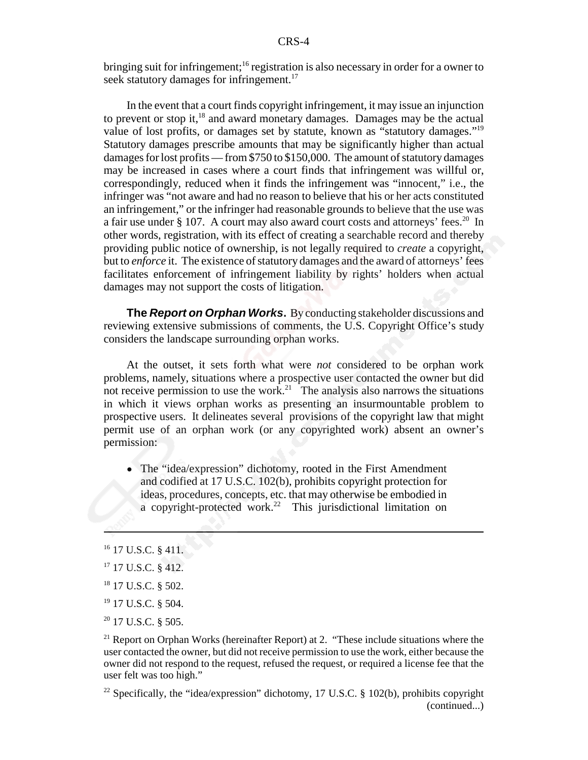bringing suit for infringement;[16] registration is also necessary in order for a owner to seek statutory damages for infringement.[17]

In the event that a court finds copyright infringement, it may issue an injunction to prevent or stop it,[18] and award monetary damages. Damages may be the actual value of lost profits, or damages set by statute, known as "statutory damages."[19] Statutory damages prescribe amounts that may be significantly higher than actual damages for lost profits — from $750 to $150,000. The amount of statutory damages may be increased in cases where a court finds that infringement was willful or, correspondingly, reduced when it finds the infringement was "innocent," i.e., the infringer was "not aware and had no reason to believe that his or her acts constituted an infringement," or the infringer had reasonable grounds to believe that the use was a fair use under § 107. A court may also award court costs and attorneys' fees.[20] In other words, registration, with its effect of creating a searchable record and thereby providing public notice of ownership, is not legally required to *create* a copyright, but to *enforce* it. The existence of statutory damages and the award of attorneys' fees facilitates enforcement of infringement liability by rights' holders when actual damages may not support the costs of litigation.

**The *Report on Orphan Works*.** By conducting stakeholder discussions and reviewing extensive submissions of comments, the U.S. Copyright Office's study considers the landscape surrounding orphan works.

At the outset, it sets forth what were *not* considered to be orphan work problems, namely, situations where a prospective user contacted the owner but did not receive permission to use the work.[21] The analysis also narrows the situations in which it views orphan works as presenting an insurmountable problem to prospective users. It delineates several provisions of the copyright law that might permit use of an orphan work (or any copyrighted work) absent an owner's permission:

- The "idea/expression" dichotomy, rooted in the First Amendment and codified at 17 U.S.C. 102(b), prohibits copyright protection for ideas, procedures, concepts, etc. that may otherwise be embodied in a copyright-protected work.[22] This jurisdictional limitation on

---

[16] 17 U.S.C. § 411.

[17] 17 U.S.C. § 412.

[18] 17 U.S.C. § 502.

[19] 17 U.S.C. § 504.

[20] 17 U.S.C. § 505.

[21] Report on Orphan Works (hereinafter Report) at 2. "These include situations where the user contacted the owner, but did not receive permission to use the work, either because the owner did not respond to the request, refused the request, or required a license fee that the user felt was too high."

[22] Specifically, the "idea/expression" dichotomy, 17 U.S.C. § 102(b), prohibits copyright (continued...)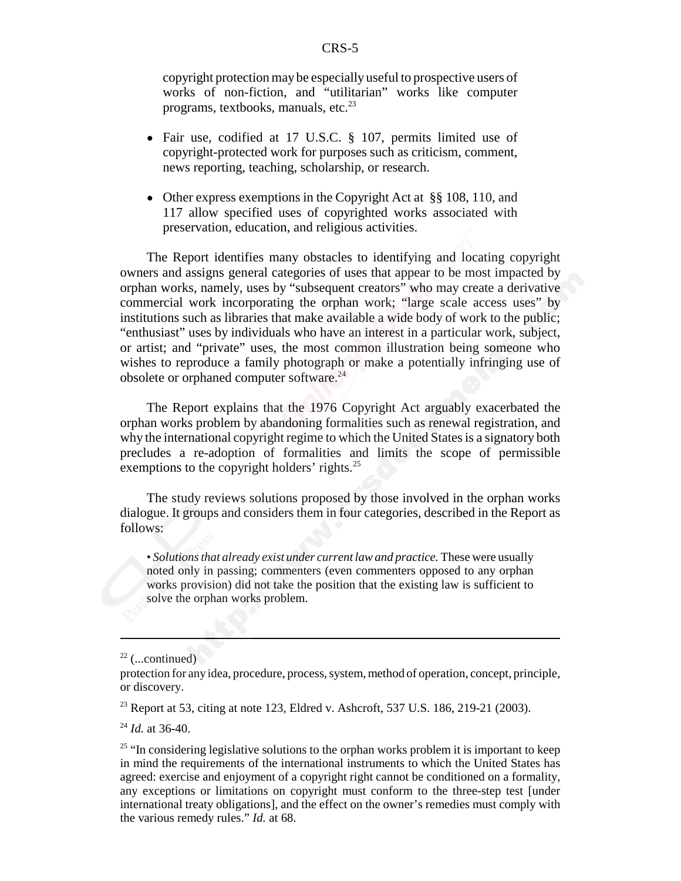copyright protection may be especially useful to prospective users of works of non-fiction, and "utilitarian" works like computer programs, textbooks, manuals, etc.[23]

- Fair use, codified at 17 U.S.C. § 107, permits limited use of copyright-protected work for purposes such as criticism, comment, news reporting, teaching, scholarship, or research.

- Other express exemptions in the Copyright Act at §§ 108, 110, and 117 allow specified uses of copyrighted works associated with preservation, education, and religious activities.

The Report identifies many obstacles to identifying and locating copyright owners and assigns general categories of uses that appear to be most impacted by orphan works, namely, uses by "subsequent creators" who may create a derivative commercial work incorporating the orphan work; "large scale access uses" by institutions such as libraries that make available a wide body of work to the public; "enthusiast" uses by individuals who have an interest in a particular work, subject, or artist; and "private" uses, the most common illustration being someone who wishes to reproduce a family photograph or make a potentially infringing use of obsolete or orphaned computer software.[24]

The Report explains that the 1976 Copyright Act arguably exacerbated the orphan works problem by abandoning formalities such as renewal registration, and why the international copyright regime to which the United States is a signatory both precludes a re-adoption of formalities and limits the scope of permissible exemptions to the copyright holders' rights.[25]

The study reviews solutions proposed by those involved in the orphan works dialogue. It groups and considers them in four categories, described in the Report as follows:

> • *Solutions that already exist under current law and practice.* These were usually noted only in passing; commenters (even commenters opposed to any orphan works provision) did not take the position that the existing law is sufficient to solve the orphan works problem.

---

[22] (...continued)
protection for any idea, procedure, process, system, method of operation, concept, principle, or discovery.

[23] Report at 53, citing at note 123, Eldred v. Ashcroft, 537 U.S. 186, 219-21 (2003).

[24] *Id.* at 36-40.

[25] "In considering legislative solutions to the orphan works problem it is important to keep in mind the requirements of the international instruments to which the United States has agreed: exercise and enjoyment of a copyright right cannot be conditioned on a formality, any exceptions or limitations on copyright must conform to the three-step test [under international treaty obligations], and the effect on the owner's remedies must comply with the various remedy rules." *Id.* at 68.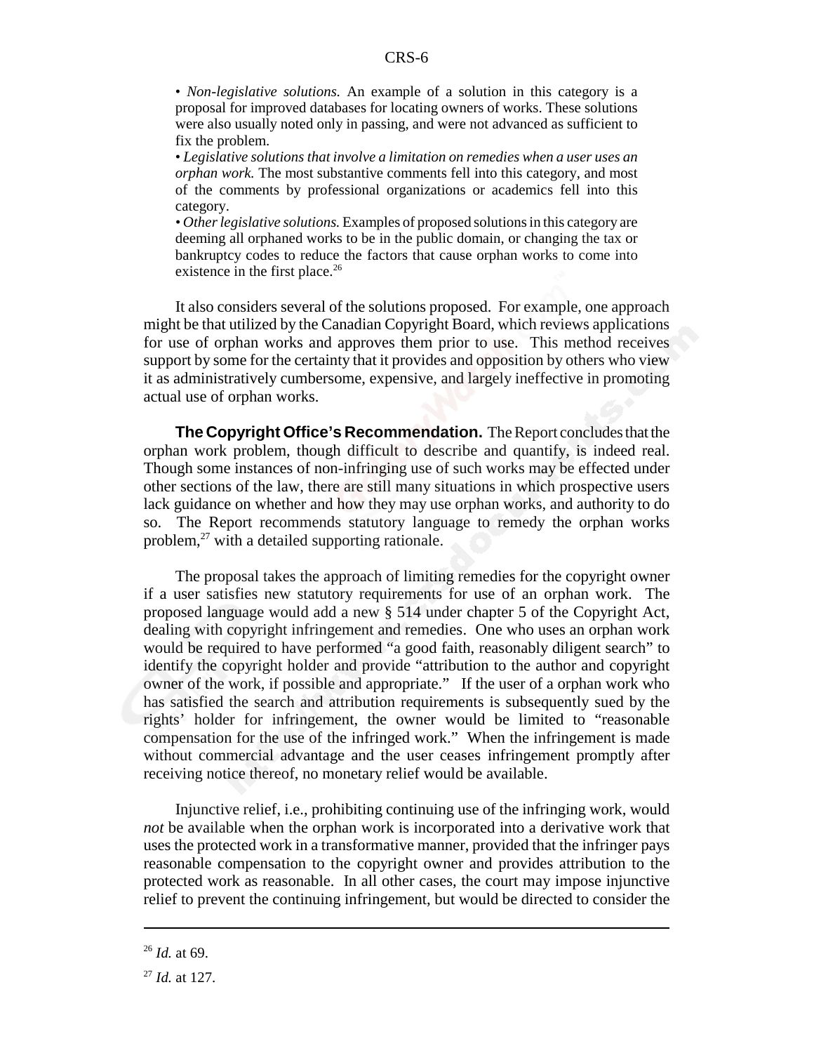- *Non-legislative solutions.* An example of a solution in this category is a proposal for improved databases for locating owners of works. These solutions were also usually noted only in passing, and were not advanced as sufficient to fix the problem.
- *Legislative solutions that involve a limitation on remedies when a user uses an orphan work.* The most substantive comments fell into this category, and most of the comments by professional organizations or academics fell into this category.
- *Other legislative solutions.* Examples of proposed solutions in this category are deeming all orphaned works to be in the public domain, or changing the tax or bankruptcy codes to reduce the factors that cause orphan works to come into existence in the first place.[26]

It also considers several of the solutions proposed. For example, one approach might be that utilized by the Canadian Copyright Board, which reviews applications for use of orphan works and approves them prior to use. This method receives support by some for the certainty that it provides and opposition by others who view it as administratively cumbersome, expensive, and largely ineffective in promoting actual use of orphan works.

**The Copyright Office's Recommendation.** The Report concludes that the orphan work problem, though difficult to describe and quantify, is indeed real. Though some instances of non-infringing use of such works may be effected under other sections of the law, there are still many situations in which prospective users lack guidance on whether and how they may use orphan works, and authority to do so. The Report recommends statutory language to remedy the orphan works problem,[27] with a detailed supporting rationale.

The proposal takes the approach of limiting remedies for the copyright owner if a user satisfies new statutory requirements for use of an orphan work. The proposed language would add a new § 514 under chapter 5 of the Copyright Act, dealing with copyright infringement and remedies. One who uses an orphan work would be required to have performed "a good faith, reasonably diligent search" to identify the copyright holder and provide "attribution to the author and copyright owner of the work, if possible and appropriate." If the user of a orphan work who has satisfied the search and attribution requirements is subsequently sued by the rights' holder for infringement, the owner would be limited to "reasonable compensation for the use of the infringed work." When the infringement is made without commercial advantage and the user ceases infringement promptly after receiving notice thereof, no monetary relief would be available.

Injunctive relief, i.e., prohibiting continuing use of the infringing work, would *not* be available when the orphan work is incorporated into a derivative work that uses the protected work in a transformative manner, provided that the infringer pays reasonable compensation to the copyright owner and provides attribution to the protected work as reasonable. In all other cases, the court may impose injunctive relief to prevent the continuing infringement, but would be directed to consider the

---

[26] *Id.* at 69.

[27] *Id.* at 127.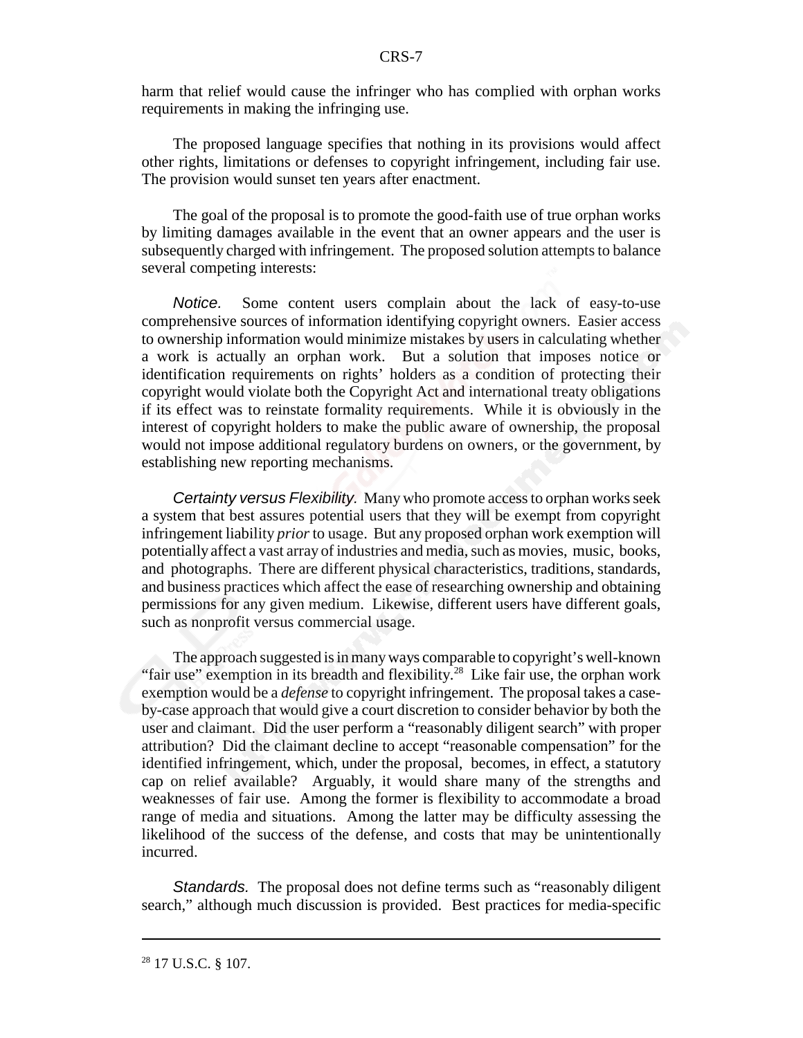harm that relief would cause the infringer who has complied with orphan works requirements in making the infringing use.

The proposed language specifies that nothing in its provisions would affect other rights, limitations or defenses to copyright infringement, including fair use. The provision would sunset ten years after enactment.

The goal of the proposal is to promote the good-faith use of true orphan works by limiting damages available in the event that an owner appears and the user is subsequently charged with infringement. The proposed solution attempts to balance several competing interests:

*Notice.* Some content users complain about the lack of easy-to-use comprehensive sources of information identifying copyright owners. Easier access to ownership information would minimize mistakes by users in calculating whether a work is actually an orphan work. But a solution that imposes notice or identification requirements on rights' holders as a condition of protecting their copyright would violate both the Copyright Act and international treaty obligations if its effect was to reinstate formality requirements. While it is obviously in the interest of copyright holders to make the public aware of ownership, the proposal would not impose additional regulatory burdens on owners, or the government, by establishing new reporting mechanisms.

*Certainty versus Flexibility.* Many who promote access to orphan works seek a system that best assures potential users that they will be exempt from copyright infringement liability *prior* to usage. But any proposed orphan work exemption will potentially affect a vast array of industries and media, such as movies, music, books, and photographs. There are different physical characteristics, traditions, standards, and business practices which affect the ease of researching ownership and obtaining permissions for any given medium. Likewise, different users have different goals, such as nonprofit versus commercial usage.

The approach suggested is in many ways comparable to copyright's well-known "fair use" exemption in its breadth and flexibility.[28] Like fair use, the orphan work exemption would be a *defense* to copyright infringement. The proposal takes a case-by-case approach that would give a court discretion to consider behavior by both the user and claimant. Did the user perform a "reasonably diligent search" with proper attribution? Did the claimant decline to accept "reasonable compensation" for the identified infringement, which, under the proposal, becomes, in effect, a statutory cap on relief available? Arguably, it would share many of the strengths and weaknesses of fair use. Among the former is flexibility to accommodate a broad range of media and situations. Among the latter may be difficulty assessing the likelihood of the success of the defense, and costs that may be unintentionally incurred.

*Standards.* The proposal does not define terms such as "reasonably diligent search," although much discussion is provided. Best practices for media-specific

---

[28] 17 U.S.C. § 107.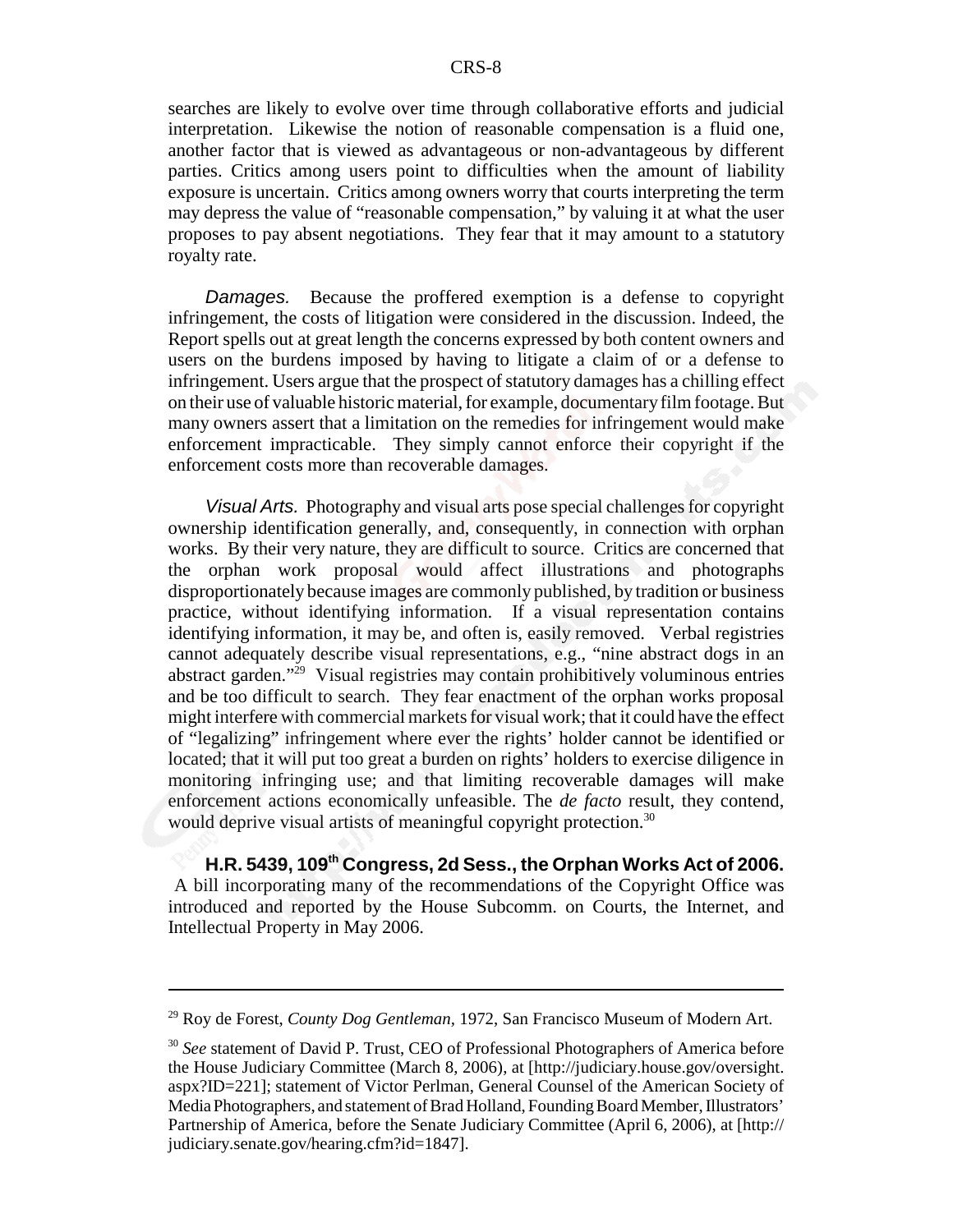searches are likely to evolve over time through collaborative efforts and judicial interpretation. Likewise the notion of reasonable compensation is a fluid one, another factor that is viewed as advantageous or non-advantageous by different parties. Critics among users point to difficulties when the amount of liability exposure is uncertain. Critics among owners worry that courts interpreting the term may depress the value of "reasonable compensation," by valuing it at what the user proposes to pay absent negotiations. They fear that it may amount to a statutory royalty rate.

*Damages.* Because the proffered exemption is a defense to copyright infringement, the costs of litigation were considered in the discussion. Indeed, the Report spells out at great length the concerns expressed by both content owners and users on the burdens imposed by having to litigate a claim of or a defense to infringement. Users argue that the prospect of statutory damages has a chilling effect on their use of valuable historic material, for example, documentary film footage. But many owners assert that a limitation on the remedies for infringement would make enforcement impracticable. They simply cannot enforce their copyright if the enforcement costs more than recoverable damages.

*Visual Arts.* Photography and visual arts pose special challenges for copyright ownership identification generally, and, consequently, in connection with orphan works. By their very nature, they are difficult to source. Critics are concerned that the orphan work proposal would affect illustrations and photographs disproportionately because images are commonly published, by tradition or business practice, without identifying information. If a visual representation contains identifying information, it may be, and often is, easily removed. Verbal registries cannot adequately describe visual representations, e.g., "nine abstract dogs in an abstract garden."[29] Visual registries may contain prohibitively voluminous entries and be too difficult to search. They fear enactment of the orphan works proposal might interfere with commercial markets for visual work; that it could have the effect of "legalizing" infringement where ever the rights' holder cannot be identified or located; that it will put too great a burden on rights' holders to exercise diligence in monitoring infringing use; and that limiting recoverable damages will make enforcement actions economically unfeasible. The *de facto* result, they contend, would deprive visual artists of meaningful copyright protection.[30]

**H.R. 5439, 109th Congress, 2d Sess., the Orphan Works Act of 2006.** A bill incorporating many of the recommendations of the Copyright Office was introduced and reported by the House Subcomm. on Courts, the Internet, and Intellectual Property in May 2006.

---

[29] Roy de Forest, *County Dog Gentleman*, 1972, San Francisco Museum of Modern Art.

[30] *See* statement of David P. Trust, CEO of Professional Photographers of America before the House Judiciary Committee (March 8, 2006), at [http://judiciary.house.gov/oversight.aspx?ID=221]; statement of Victor Perlman, General Counsel of the American Society of Media Photographers, and statement of Brad Holland, Founding Board Member, Illustrators' Partnership of America, before the Senate Judiciary Committee (April 6, 2006), at [http://judiciary.senate.gov/hearing.cfm?id=1847].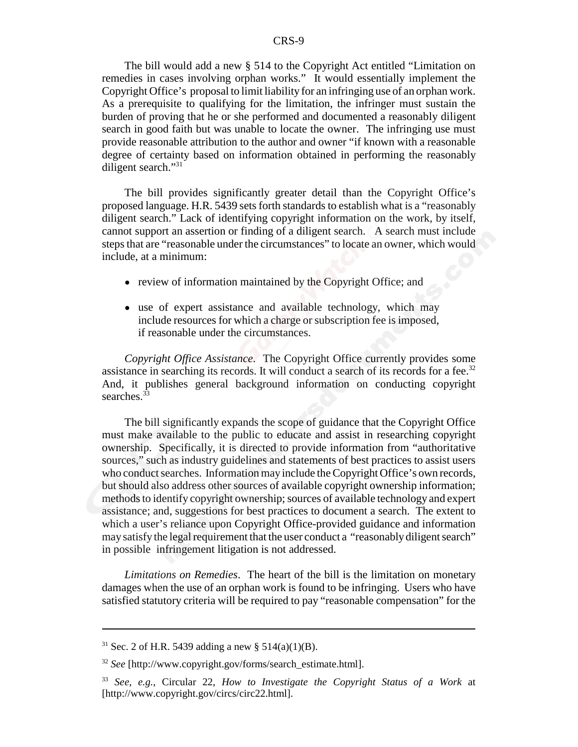The bill would add a new § 514 to the Copyright Act entitled "Limitation on remedies in cases involving orphan works." It would essentially implement the Copyright Office's proposal to limit liability for an infringing use of an orphan work. As a prerequisite to qualifying for the limitation, the infringer must sustain the burden of proving that he or she performed and documented a reasonably diligent search in good faith but was unable to locate the owner. The infringing use must provide reasonable attribution to the author and owner "if known with a reasonable degree of certainty based on information obtained in performing the reasonably diligent search."[31]

The bill provides significantly greater detail than the Copyright Office's proposed language. H.R. 5439 sets forth standards to establish what is a "reasonably diligent search." Lack of identifying copyright information on the work, by itself, cannot support an assertion or finding of a diligent search. A search must include steps that are "reasonable under the circumstances" to locate an owner, which would include, at a minimum:

- review of information maintained by the Copyright Office; and
- use of expert assistance and available technology, which may include resources for which a charge or subscription fee is imposed, if reasonable under the circumstances.

*Copyright Office Assistance*. The Copyright Office currently provides some assistance in searching its records. It will conduct a search of its records for a fee.[32] And, it publishes general background information on conducting copyright searches.[33]

The bill significantly expands the scope of guidance that the Copyright Office must make available to the public to educate and assist in researching copyright ownership. Specifically, it is directed to provide information from "authoritative sources," such as industry guidelines and statements of best practices to assist users who conduct searches. Information may include the Copyright Office's own records, but should also address other sources of available copyright ownership information; methods to identify copyright ownership; sources of available technology and expert assistance; and, suggestions for best practices to document a search. The extent to which a user's reliance upon Copyright Office-provided guidance and information may satisfy the legal requirement that the user conduct a "reasonably diligent search" in possible infringement litigation is not addressed.

*Limitations on Remedies*. The heart of the bill is the limitation on monetary damages when the use of an orphan work is found to be infringing. Users who have satisfied statutory criteria will be required to pay "reasonable compensation" for the

---

[31] Sec. 2 of H.R. 5439 adding a new § 514(a)(1)(B).

[32] *See* [http://www.copyright.gov/forms/search_estimate.html].

[33] *See, e.g.,* Circular 22, *How to Investigate the Copyright Status of a Work* at [http://www.copyright.gov/circs/circ22.html].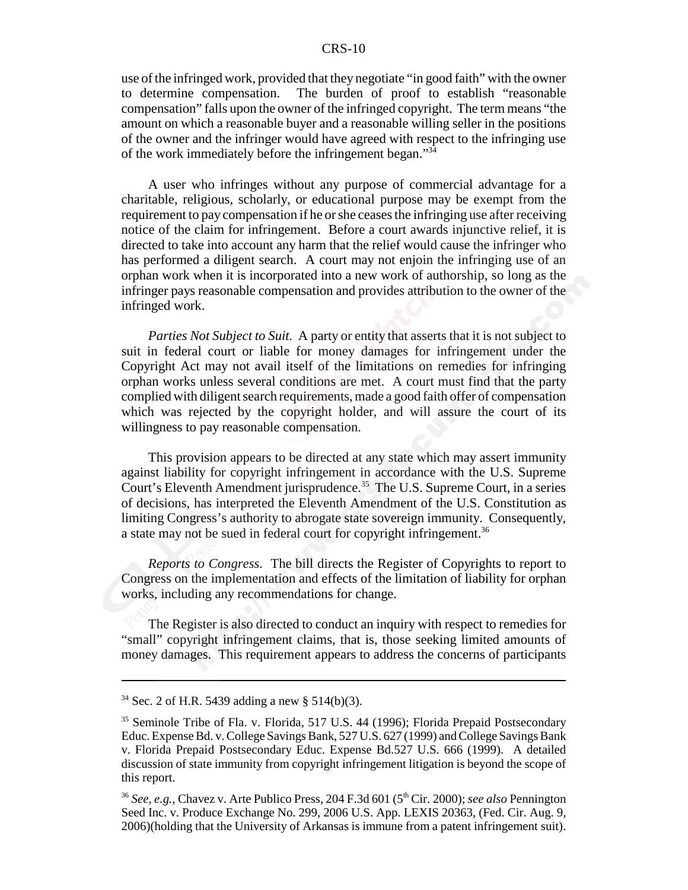use of the infringed work, provided that they negotiate "in good faith" with the owner to determine compensation. The burden of proof to establish "reasonable compensation" falls upon the owner of the infringed copyright. The term means "the amount on which a reasonable buyer and a reasonable willing seller in the positions of the owner and the infringer would have agreed with respect to the infringing use of the work immediately before the infringement began."[34]

A user who infringes without any purpose of commercial advantage for a charitable, religious, scholarly, or educational purpose may be exempt from the requirement to pay compensation if he or she ceases the infringing use after receiving notice of the claim for infringement. Before a court awards injunctive relief, it is directed to take into account any harm that the relief would cause the infringer who has performed a diligent search. A court may not enjoin the infringing use of an orphan work when it is incorporated into a new work of authorship, so long as the infringer pays reasonable compensation and provides attribution to the owner of the infringed work.

*Parties Not Subject to Suit.* A party or entity that asserts that it is not subject to suit in federal court or liable for money damages for infringement under the Copyright Act may not avail itself of the limitations on remedies for infringing orphan works unless several conditions are met. A court must find that the party complied with diligent search requirements, made a good faith offer of compensation which was rejected by the copyright holder, and will assure the court of its willingness to pay reasonable compensation.

This provision appears to be directed at any state which may assert immunity against liability for copyright infringement in accordance with the U.S. Supreme Court's Eleventh Amendment jurisprudence.[35] The U.S. Supreme Court, in a series of decisions, has interpreted the Eleventh Amendment of the U.S. Constitution as limiting Congress's authority to abrogate state sovereign immunity. Consequently, a state may not be sued in federal court for copyright infringement.[36]

*Reports to Congress.* The bill directs the Register of Copyrights to report to Congress on the implementation and effects of the limitation of liability for orphan works, including any recommendations for change.

The Register is also directed to conduct an inquiry with respect to remedies for "small" copyright infringement claims, that is, those seeking limited amounts of money damages. This requirement appears to address the concerns of participants

---

[34] Sec. 2 of H.R. 5439 adding a new § 514(b)(3).

[35] Seminole Tribe of Fla. v. Florida, 517 U.S. 44 (1996); Florida Prepaid Postsecondary Educ. Expense Bd. v. College Savings Bank, 527 U.S. 627 (1999) and College Savings Bank v. Florida Prepaid Postsecondary Educ. Expense Bd.527 U.S. 666 (1999). A detailed discussion of state immunity from copyright infringement litigation is beyond the scope of this report.

[36] *See, e.g.,* Chavez v. Arte Publico Press, 204 F.3d 601 (5th Cir. 2000); *see also* Pennington Seed Inc. v. Produce Exchange No. 299, 2006 U.S. App. LEXIS 20363, (Fed. Cir. Aug. 9, 2006)(holding that the University of Arkansas is immune from a patent infringement suit).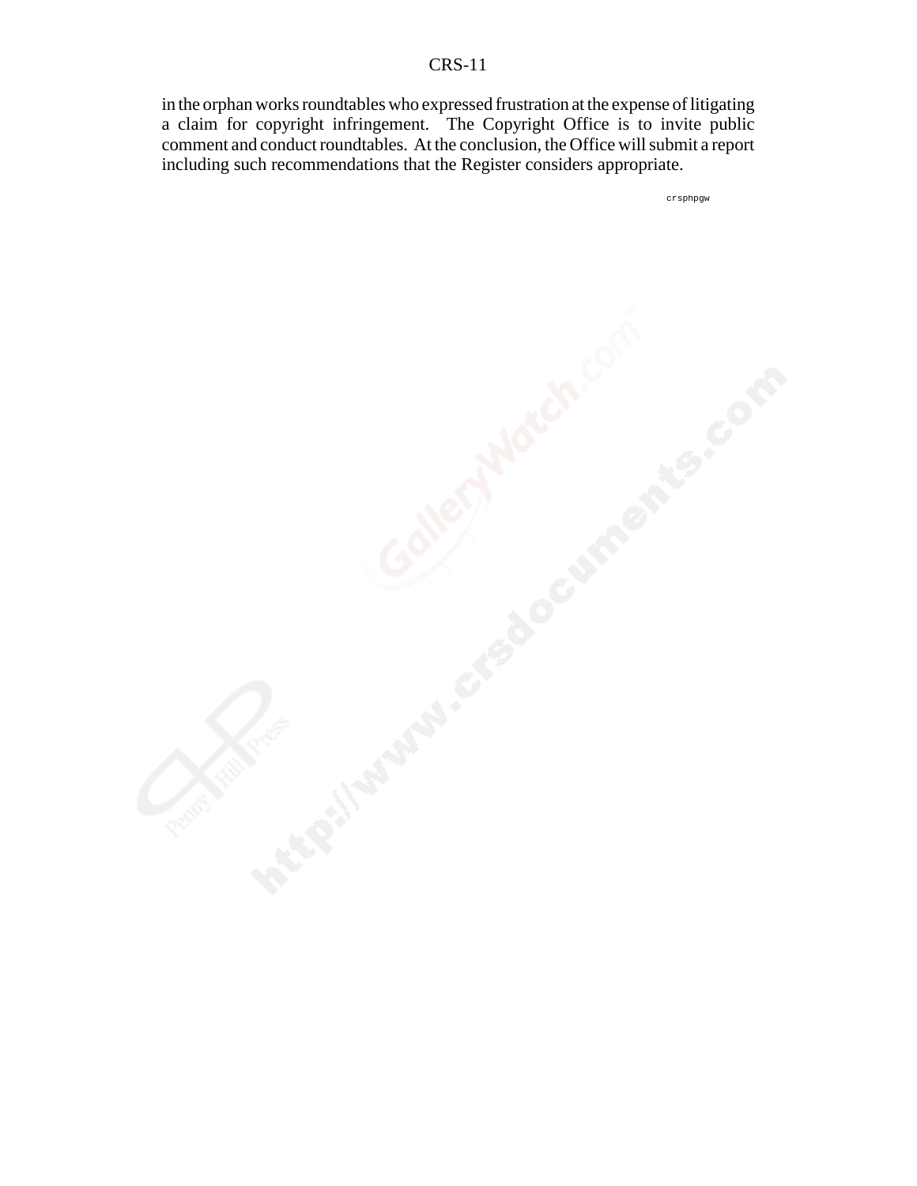in the orphan works roundtables who expressed frustration at the expense of litigating a claim for copyright infringement. The Copyright Office is to invite public comment and conduct roundtables. At the conclusion, the Office will submit a report including such recommendations that the Register considers appropriate.